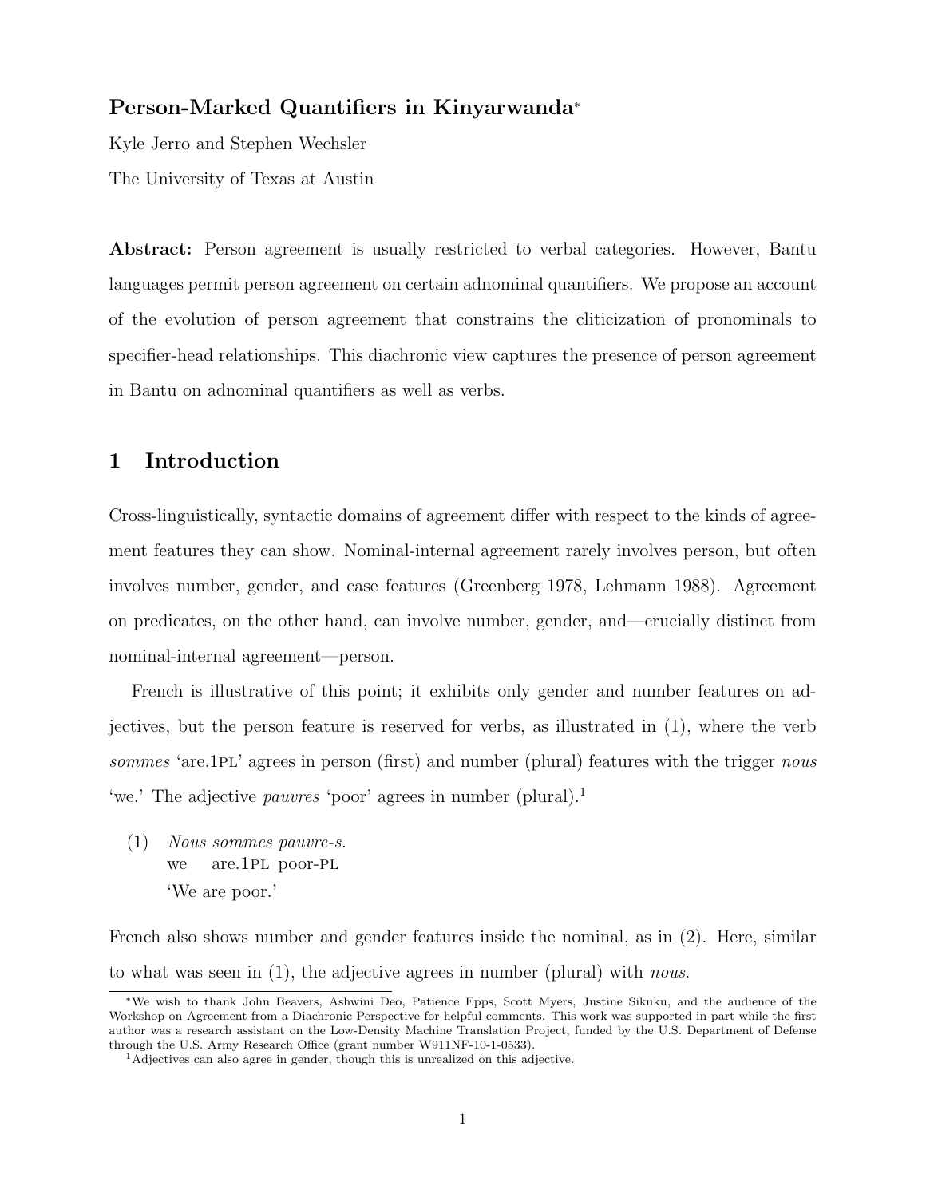# Person-Marked Quantifiers in Kinyarwanda[*]

Kyle Jerro and Stephen Wechsler

The University of Texas at Austin

**Abstract:** Person agreement is usually restricted to verbal categories. However, Bantu languages permit person agreement on certain adnominal quantifiers. We propose an account of the evolution of person agreement that constrains the cliticization of pronominals to specifier-head relationships. This diachronic view captures the presence of person agreement in Bantu on adnominal quantifiers as well as verbs.

## 1 Introduction

Cross-linguistically, syntactic domains of agreement differ with respect to the kinds of agreement features they can show. Nominal-internal agreement rarely involves person, but often involves number, gender, and case features (Greenberg 1978, Lehmann 1988). Agreement on predicates, on the other hand, can involve number, gender, and—crucially distinct from nominal-internal agreement—person.

French is illustrative of this point; it exhibits only gender and number features on adjectives, but the person feature is reserved for verbs, as illustrated in (1), where the verb *sommes* 'are.1PL' agrees in person (first) and number (plural) features with the trigger *nous* 'we.' The adjective *pauvres* 'poor' agrees in number (plural).[1]

(1) *Nous sommes pauvre-s.*
we are.1PL poor-PL
'We are poor.'

French also shows number and gender features inside the nominal, as in (2). Here, similar to what was seen in (1), the adjective agrees in number (plural) with *nous*.

---

[*] We wish to thank John Beavers, Ashwini Deo, Patience Epps, Scott Myers, Justine Sikuku, and the audience of the Workshop on Agreement from a Diachronic Perspective for helpful comments. This work was supported in part while the first author was a research assistant on the Low-Density Machine Translation Project, funded by the U.S. Department of Defense through the U.S. Army Research Office (grant number W911NF-10-1-0533).

[1] Adjectives can also agree in gender, though this is unrealized on this adjective.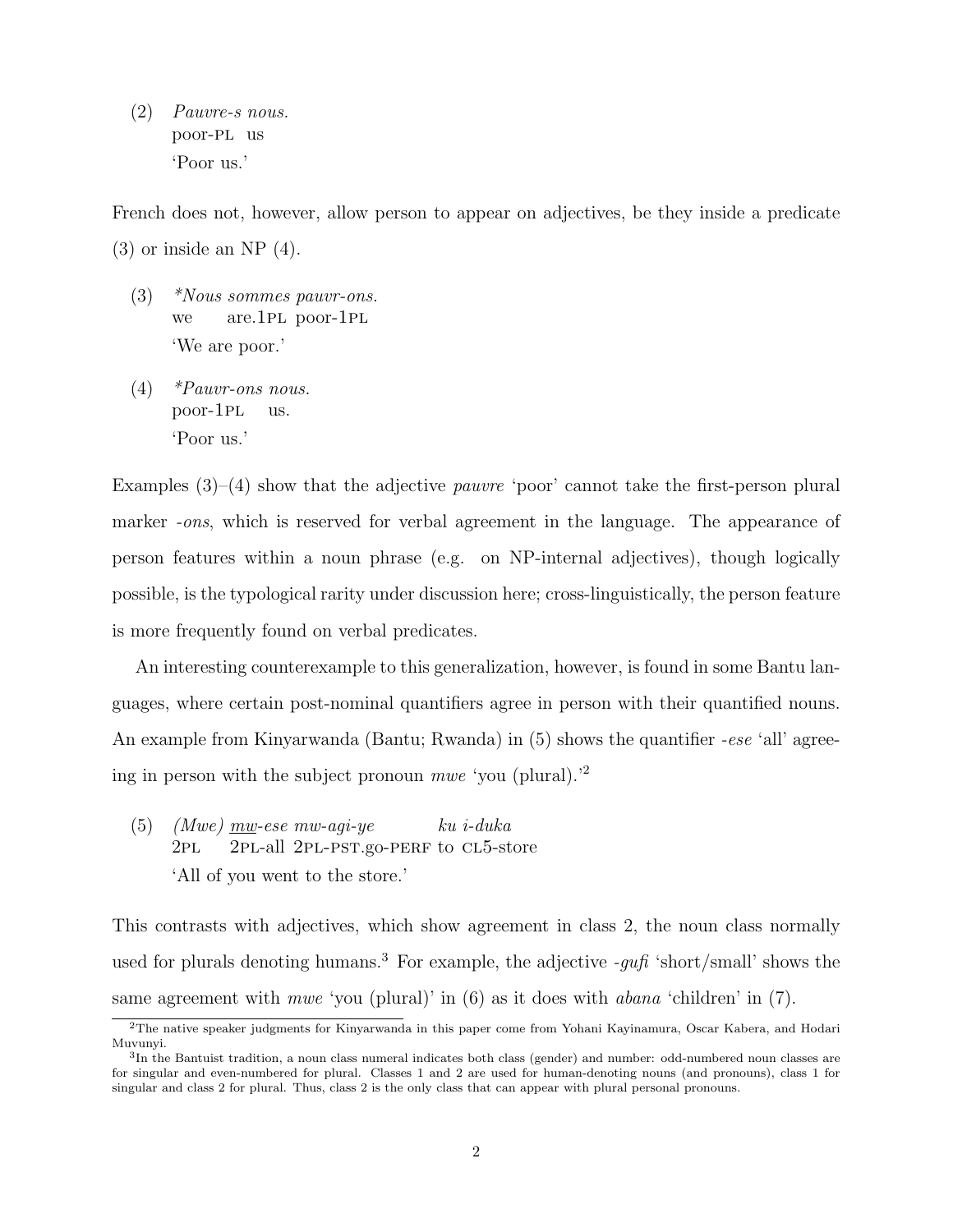(2) *Pauvre-s nous.*
poor-PL us
'Poor us.'

French does not, however, allow person to appear on adjectives, be they inside a predicate (3) or inside an NP (4).

(3) *\*Nous sommes pauvr-ons.*
we are.1PL poor-1PL
'We are poor.'

(4) *\*Pauvr-ons nous.*
poor-1PL us.
'Poor us.'

Examples (3)–(4) show that the adjective *pauvre* 'poor' cannot take the first-person plural marker *-ons*, which is reserved for verbal agreement in the language. The appearance of person features within a noun phrase (e.g. on NP-internal adjectives), though logically possible, is the typological rarity under discussion here; cross-linguistically, the person feature is more frequently found on verbal predicates.

An interesting counterexample to this generalization, however, is found in some Bantu languages, where certain post-nominal quantifiers agree in person with their quantified nouns. An example from Kinyarwanda (Bantu; Rwanda) in (5) shows the quantifier *-ese* 'all' agreeing in person with the subject pronoun *mwe* 'you (plural).'[2]

(5) *(Mwe) <u>mw</u>-ese mw-agi-ye ku i-duka*
2PL 2PL-all 2PL-PST.go-PERF to CL5-store
'All of you went to the store.'

This contrasts with adjectives, which show agreement in class 2, the noun class normally used for plurals denoting humans.[3] For example, the adjective *-gufi* 'short/small' shows the same agreement with *mwe* 'you (plural)' in (6) as it does with *abana* 'children' in (7).

---

[2]The native speaker judgments for Kinyarwanda in this paper come from Yohani Kayinamura, Oscar Kabera, and Hodari Muvunyi.

[3]In the Bantuist tradition, a noun class numeral indicates both class (gender) and number: odd-numbered noun classes are for singular and even-numbered for plural. Classes 1 and 2 are used for human-denoting nouns (and pronouns), class 1 for singular and class 2 for plural. Thus, class 2 is the only class that can appear with plural personal pronouns.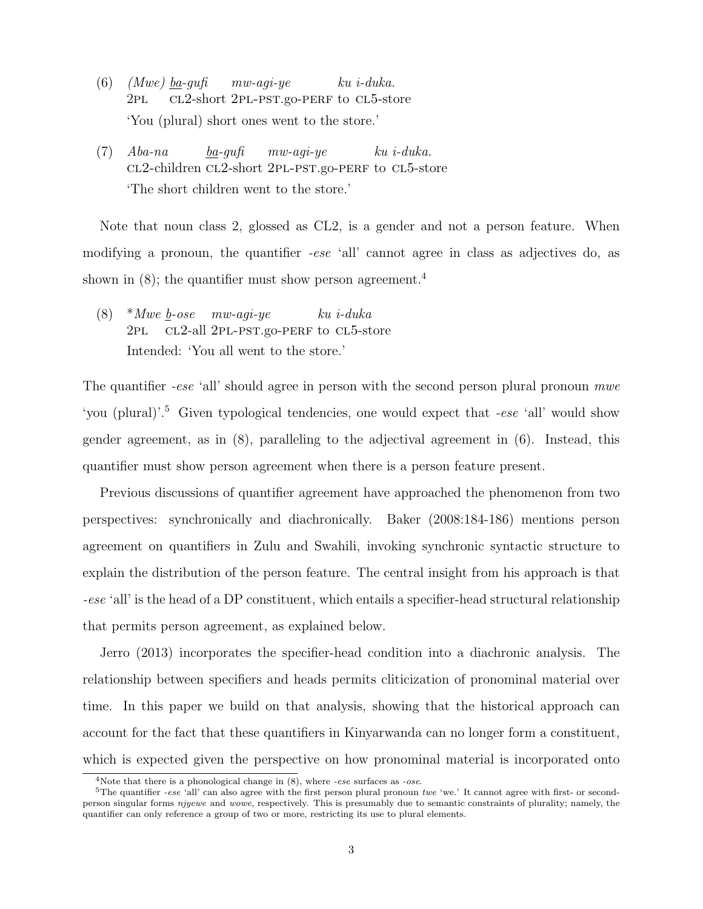(6) *(Mwe)* <u>*ba*</u>*-gufi* *mw-agi-ye* *ku i-duka.*
2PL CL2-short 2PL-PST.go-PERF to CL5-store
'You (plural) short ones went to the store.'

(7) *Aba-na* <u>*ba*</u>*-gufi* *mw-agi-ye* *ku i-duka.*
CL2-children CL2-short 2PL-PST.go-PERF to CL5-store
'The short children went to the store.'

Note that noun class 2, glossed as CL2, is a gender and not a person feature. When modifying a pronoun, the quantifier *-ese* 'all' cannot agree in class as adjectives do, as shown in (8); the quantifier must show person agreement.[4]

(8) **Mwe* <u>*b*</u>*-ose* *mw-agi-ye* *ku i-duka*
2PL CL2-all 2PL-PST.go-PERF to CL5-store
Intended: 'You all went to the store.'

The quantifier *-ese* 'all' should agree in person with the second person plural pronoun *mwe* 'you (plural)'.[5] Given typological tendencies, one would expect that *-ese* 'all' would show gender agreement, as in (8), paralleling to the adjectival agreement in (6). Instead, this quantifier must show person agreement when there is a person feature present.

Previous discussions of quantifier agreement have approached the phenomenon from two perspectives: synchronically and diachronically. Baker (2008:184-186) mentions person agreement on quantifiers in Zulu and Swahili, invoking synchronic syntactic structure to explain the distribution of the person feature. The central insight from his approach is that *-ese* 'all' is the head of a DP constituent, which entails a specifier-head structural relationship that permits person agreement, as explained below.

Jerro (2013) incorporates the specifier-head condition into a diachronic analysis. The relationship between specifiers and heads permits cliticization of pronominal material over time. In this paper we build on that analysis, showing that the historical approach can account for the fact that these quantifiers in Kinyarwanda can no longer form a constituent, which is expected given the perspective on how pronominal material is incorporated onto

[4] Note that there is a phonological change in (8), where *-ese* surfaces as *-ose*.

[5] The quantifier *-ese* 'all' can also agree with the first person plural pronoun *twe* 'we.' It cannot agree with first- or second-person singular forms *njyewe* and *wowe*, respectively. This is presumably due to semantic constraints of plurality; namely, the quantifier can only reference a group of two or more, restricting its use to plural elements.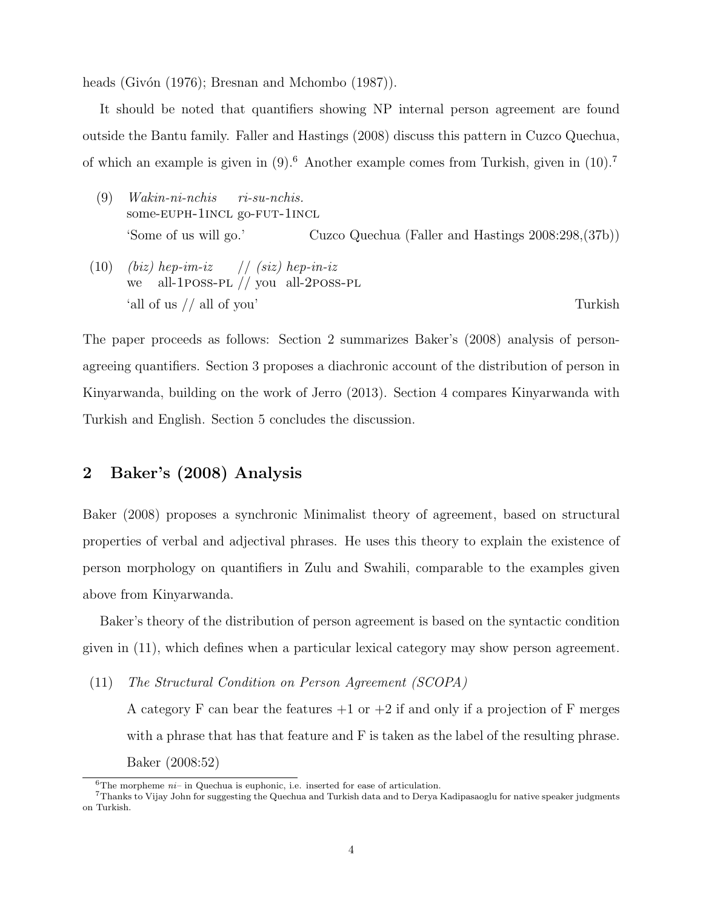heads (Givón (1976); Bresnan and Mchombo (1987)).

It should be noted that quantifiers showing NP internal person agreement are found outside the Bantu family. Faller and Hastings (2008) discuss this pattern in Cuzco Quechua, of which an example is given in (9).[6] Another example comes from Turkish, given in (10).[7]

(9) *Wakin-ni-nchis ri-su-nchis.*
some-EUPH-1INCL go-FUT-1INCL
'Some of us will go.' Cuzco Quechua (Faller and Hastings 2008:298,(37b))

(10) *(biz) hep-im-iz // (siz) hep-in-iz*
we all-1POSS-PL // you all-2POSS-PL
'all of us // all of you' Turkish

The paper proceeds as follows: Section 2 summarizes Baker's (2008) analysis of person-agreeing quantifiers. Section 3 proposes a diachronic account of the distribution of person in Kinyarwanda, building on the work of Jerro (2013). Section 4 compares Kinyarwanda with Turkish and English. Section 5 concludes the discussion.

## 2 Baker's (2008) Analysis

Baker (2008) proposes a synchronic Minimalist theory of agreement, based on structural properties of verbal and adjectival phrases. He uses this theory to explain the existence of person morphology on quantifiers in Zulu and Swahili, comparable to the examples given above from Kinyarwanda.

Baker's theory of the distribution of person agreement is based on the syntactic condition given in (11), which defines when a particular lexical category may show person agreement.

(11) *The Structural Condition on Person Agreement (SCOPA)*

A category F can bear the features +1 or +2 if and only if a projection of F merges with a phrase that has that feature and F is taken as the label of the resulting phrase. Baker (2008:52)

---

[6] The morpheme *ni–* in Quechua is euphonic, i.e. inserted for ease of articulation.

[7] Thanks to Vijay John for suggesting the Quechua and Turkish data and to Derya Kadipasaoglu for native speaker judgments on Turkish.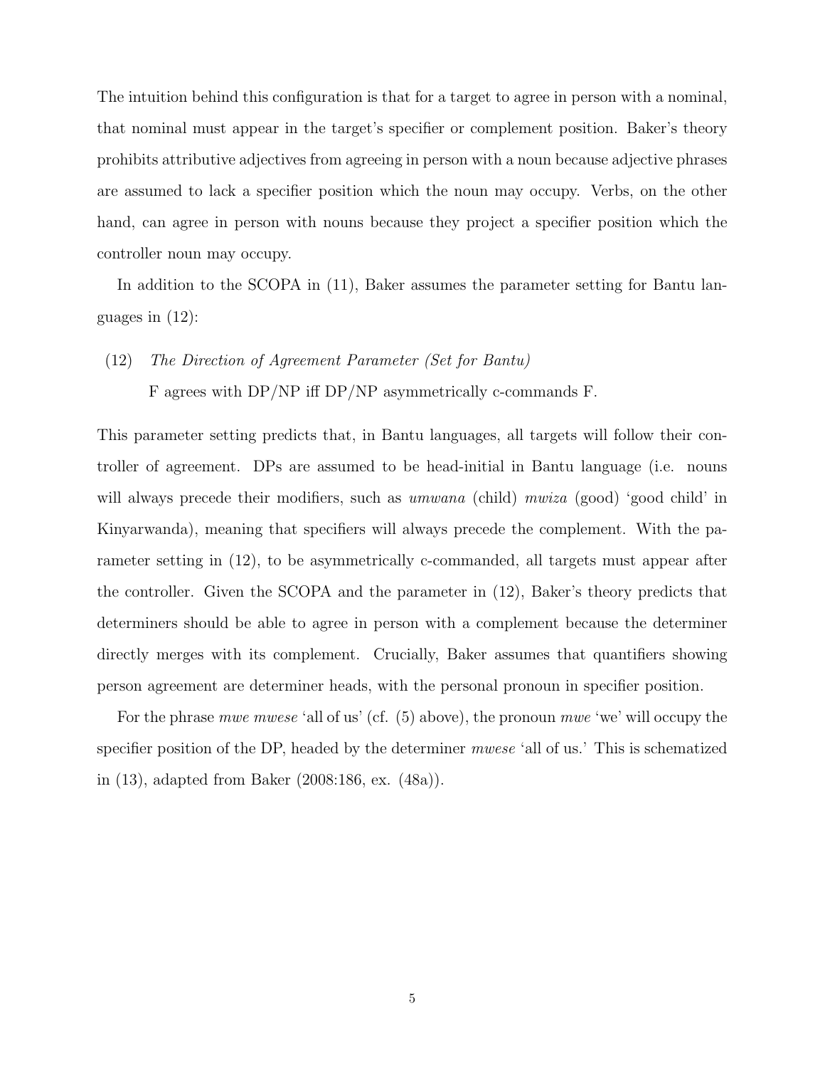The intuition behind this configuration is that for a target to agree in person with a nominal, that nominal must appear in the target's specifier or complement position. Baker's theory prohibits attributive adjectives from agreeing in person with a noun because adjective phrases are assumed to lack a specifier position which the noun may occupy. Verbs, on the other hand, can agree in person with nouns because they project a specifier position which the controller noun may occupy.

In addition to the SCOPA in (11), Baker assumes the parameter setting for Bantu languages in (12):

(12) *The Direction of Agreement Parameter (Set for Bantu)*
F agrees with DP/NP iff DP/NP asymmetrically c-commands F.

This parameter setting predicts that, in Bantu languages, all targets will follow their controller of agreement. DPs are assumed to be head-initial in Bantu language (i.e. nouns will always precede their modifiers, such as *umwana* (child) *mwiza* (good) 'good child' in Kinyarwanda), meaning that specifiers will always precede the complement. With the parameter setting in (12), to be asymmetrically c-commanded, all targets must appear after the controller. Given the SCOPA and the parameter in (12), Baker's theory predicts that determiners should be able to agree in person with a complement because the determiner directly merges with its complement. Crucially, Baker assumes that quantifiers showing person agreement are determiner heads, with the personal pronoun in specifier position.

For the phrase *mwe mwese* 'all of us' (cf. (5) above), the pronoun *mwe* 'we' will occupy the specifier position of the DP, headed by the determiner *mwese* 'all of us.' This is schematized in (13), adapted from Baker (2008:186, ex. (48a)).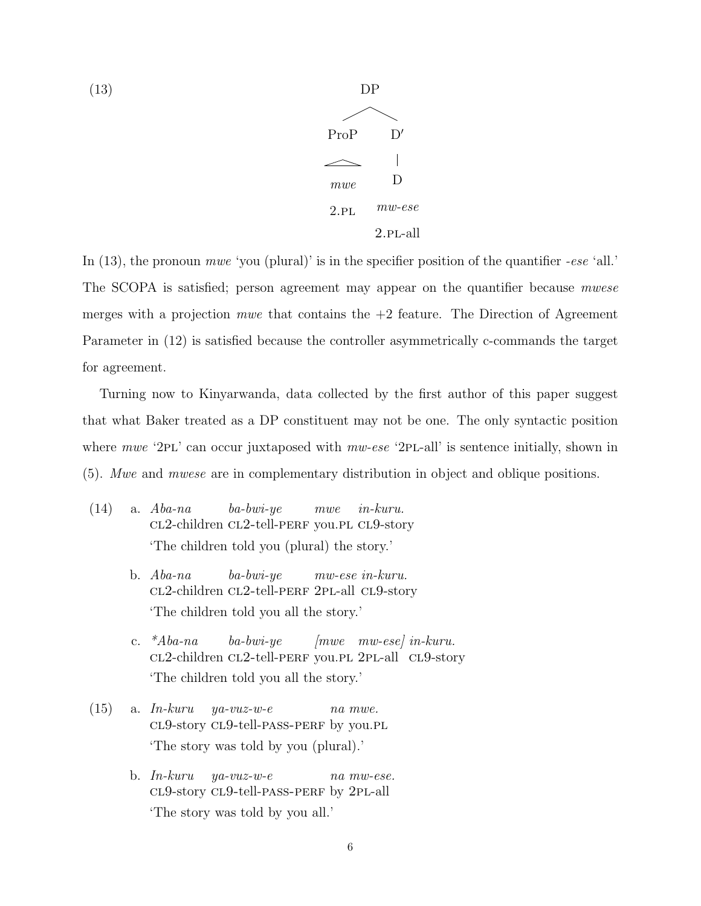(13)

```
            DP
          /    \
      ProP      D′
       /\        |
      mwe        D
     2.PL      mw-ese
              2.PL-all
```

In (13), the pronoun *mwe* 'you (plural)' is in the specifier position of the quantifier *-ese* 'all.' The SCOPA is satisfied; person agreement may appear on the quantifier because *mwese* merges with a projection *mwe* that contains the +2 feature. The Direction of Agreement Parameter in (12) is satisfied because the controller asymmetrically c-commands the target for agreement.

Turning now to Kinyarwanda, data collected by the first author of this paper suggest that what Baker treated as a DP constituent may not be one. The only syntactic position where *mwe* '2PL' can occur juxtaposed with *mw-ese* '2PL-all' is sentence initially, shown in (5). *Mwe* and *mwese* are in complementary distribution in object and oblique positions.

(14) a. *Aba-na ba-bwi-ye mwe in-kuru.*
CL2-children CL2-tell-PERF you.PL CL9-story
'The children told you (plural) the story.'

b. *Aba-na ba-bwi-ye mw-ese in-kuru.*
CL2-children CL2-tell-PERF 2PL-all CL9-story
'The children told you all the story.'

c. **Aba-na ba-bwi-ye [mwe mw-ese] in-kuru.*
CL2-children CL2-tell-PERF you.PL 2PL-all CL9-story
'The children told you all the story.'

(15) a. *In-kuru ya-vuz-w-e na mwe.*
CL9-story CL9-tell-PASS-PERF by you.PL
'The story was told by you (plural).'

b. *In-kuru ya-vuz-w-e na mw-ese.*
CL9-story CL9-tell-PASS-PERF by 2PL-all
'The story was told by you all.'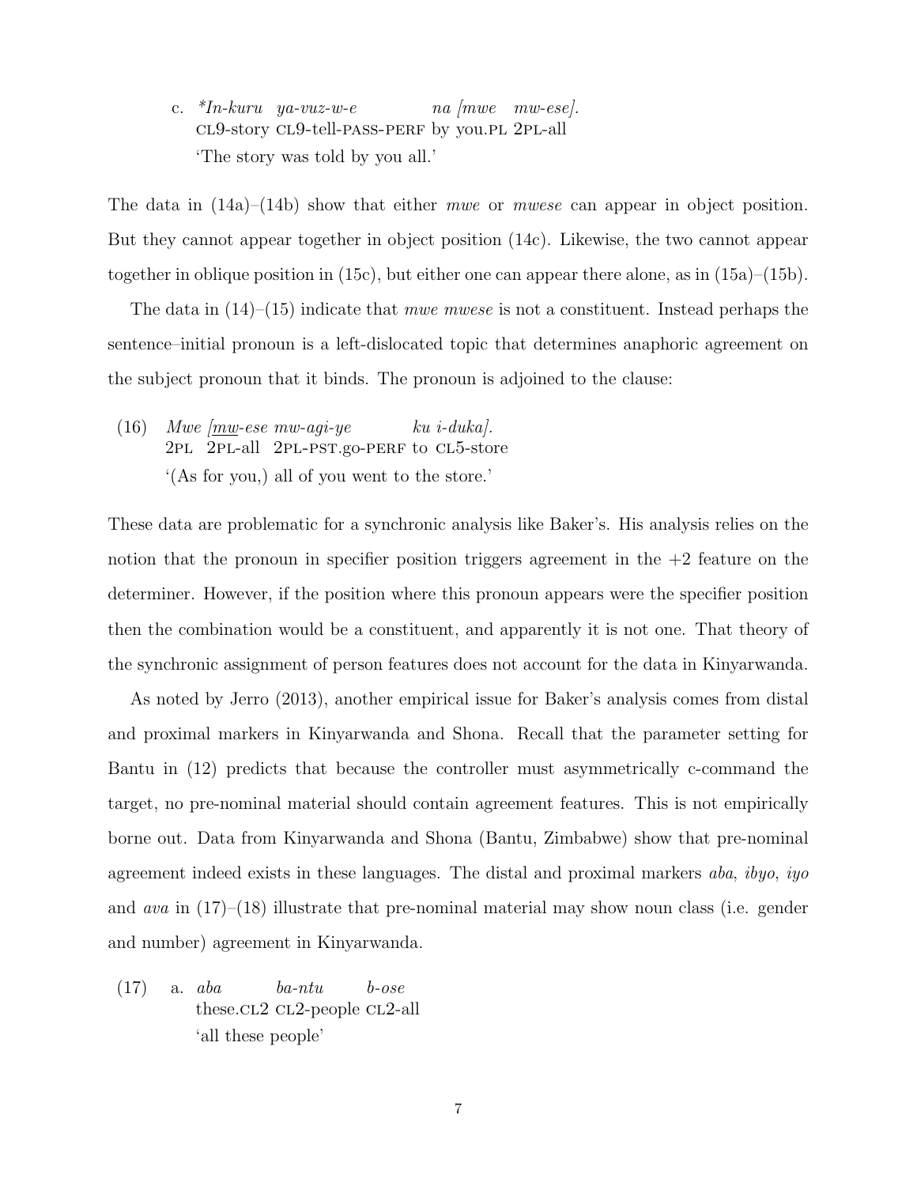c. *In-kuru ya-vuz-w-e na [mwe mw-ese].  
CL9-story CL9-tell-PASS-PERF by you.PL 2PL-all  
'The story was told by you all.'

The data in (14a)–(14b) show that either *mwe* or *mwese* can appear in object position. But they cannot appear together in object position (14c). Likewise, the two cannot appear together in oblique position in (15c), but either one can appear there alone, as in (15a)–(15b).

The data in (14)–(15) indicate that *mwe mwese* is not a constituent. Instead perhaps the sentence–initial pronoun is a left-dislocated topic that determines anaphoric agreement on the subject pronoun that it binds. The pronoun is adjoined to the clause:

(16) *Mwe [mw-ese mw-agi-ye ku i-duka].*  
2PL 2PL-all 2PL-PST.go-PERF to CL5-store  
'(As for you,) all of you went to the store.'

These data are problematic for a synchronic analysis like Baker's. His analysis relies on the notion that the pronoun in specifier position triggers agreement in the +2 feature on the determiner. However, if the position where this pronoun appears were the specifier position then the combination would be a constituent, and apparently it is not one. That theory of the synchronic assignment of person features does not account for the data in Kinyarwanda.

As noted by Jerro (2013), another empirical issue for Baker's analysis comes from distal and proximal markers in Kinyarwanda and Shona. Recall that the parameter setting for Bantu in (12) predicts that because the controller must asymmetrically c-command the target, no pre-nominal material should contain agreement features. This is not empirically borne out. Data from Kinyarwanda and Shona (Bantu, Zimbabwe) show that pre-nominal agreement indeed exists in these languages. The distal and proximal markers *aba*, *ibyo*, *iyo* and *ava* in (17)–(18) illustrate that pre-nominal material may show noun class (i.e. gender and number) agreement in Kinyarwanda.

(17) a. *aba ba-ntu b-ose*  
these.CL2 CL2-people CL2-all  
'all these people'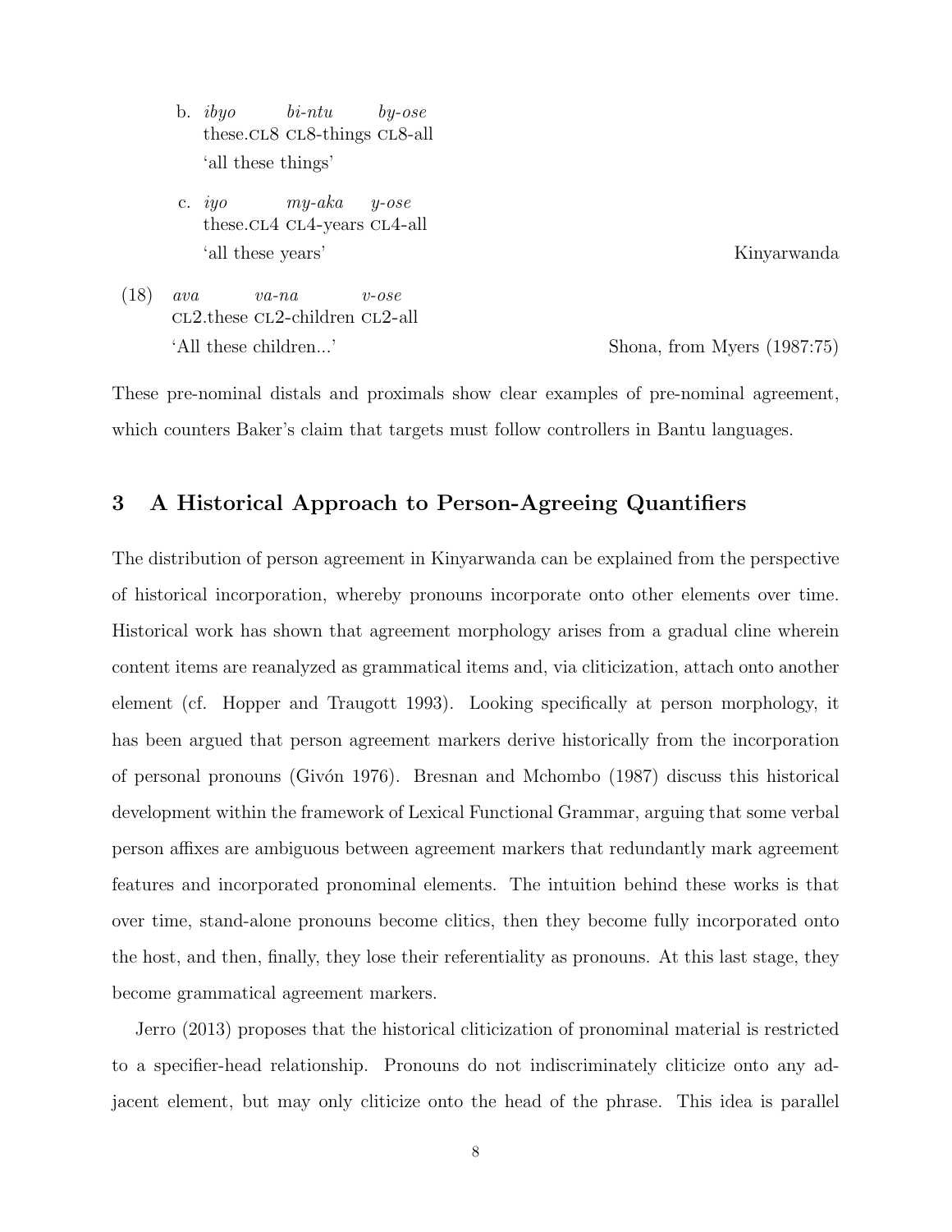b. *ibyo* *bi-ntu* *by-ose*
   these.CL8 CL8-things CL8-all
   'all these things'

c. *iyo* *my-aka* *y-ose*
   these.CL4 CL4-years CL4-all
   'all these years' Kinyarwanda

(18) *ava* *va-na* *v-ose*
   CL2.these CL2-children CL2-all
   'All these children...' Shona, from Myers (1987:75)

These pre-nominal distals and proximals show clear examples of pre-nominal agreement, which counters Baker's claim that targets must follow controllers in Bantu languages.

## 3 A Historical Approach to Person-Agreeing Quantifiers

The distribution of person agreement in Kinyarwanda can be explained from the perspective of historical incorporation, whereby pronouns incorporate onto other elements over time. Historical work has shown that agreement morphology arises from a gradual cline wherein content items are reanalyzed as grammatical items and, via cliticization, attach onto another element (cf. Hopper and Traugott 1993). Looking specifically at person morphology, it has been argued that person agreement markers derive historically from the incorporation of personal pronouns (Givón 1976). Bresnan and Mchombo (1987) discuss this historical development within the framework of Lexical Functional Grammar, arguing that some verbal person affixes are ambiguous between agreement markers that redundantly mark agreement features and incorporated pronominal elements. The intuition behind these works is that over time, stand-alone pronouns become clitics, then they become fully incorporated onto the host, and then, finally, they lose their referentiality as pronouns. At this last stage, they become grammatical agreement markers.

Jerro (2013) proposes that the historical cliticization of pronominal material is restricted to a specifier-head relationship. Pronouns do not indiscriminately cliticize onto any adjacent element, but may only cliticize onto the head of the phrase. This idea is parallel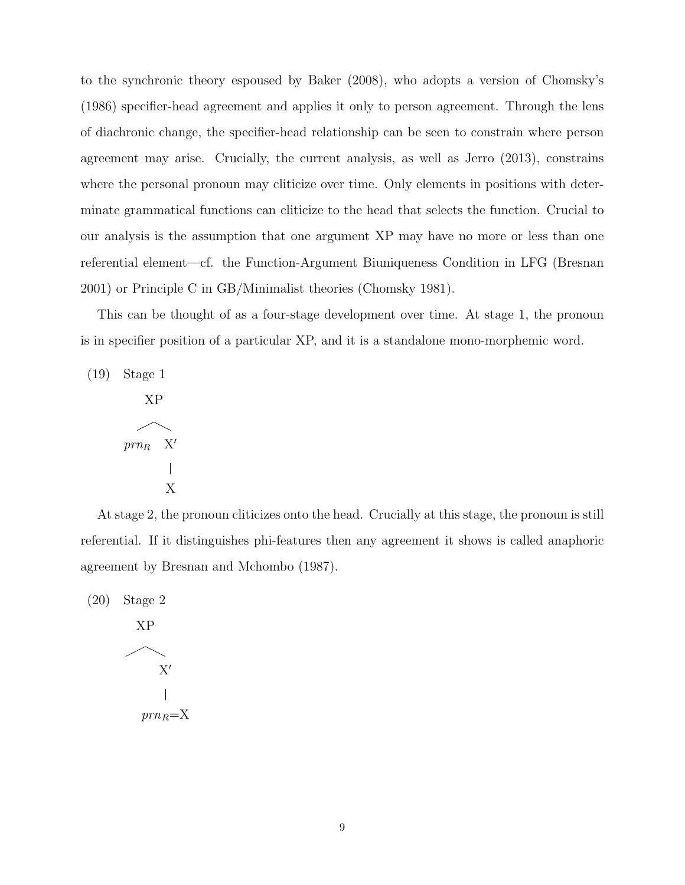to the synchronic theory espoused by Baker (2008), who adopts a version of Chomsky's (1986) specifier-head agreement and applies it only to person agreement. Through the lens of diachronic change, the specifier-head relationship can be seen to constrain where person agreement may arise. Crucially, the current analysis, as well as Jerro (2013), constrains where the personal pronoun may cliticize over time. Only elements in positions with determinate grammatical functions can cliticize to the head that selects the function. Crucial to our analysis is the assumption that one argument XP may have no more or less than one referential element—cf. the Function-Argument Biuniqueness Condition in LFG (Bresnan 2001) or Principle C in GB/Minimalist theories (Chomsky 1981).

This can be thought of as a four-stage development over time. At stage 1, the pronoun is in specifier position of a particular XP, and it is a standalone mono-morphemic word.

(19) Stage 1

```
      XP
     /  \
 prn_R   X′
         |
         X
```

At stage 2, the pronoun cliticizes onto the head. Crucially at this stage, the pronoun is still referential. If it distinguishes phi-features then any agreement it shows is called anaphoric agreement by Bresnan and Mchombo (1987).

(20) Stage 2

```
      XP
     /  \
         X′
         |
      prn_R=X
```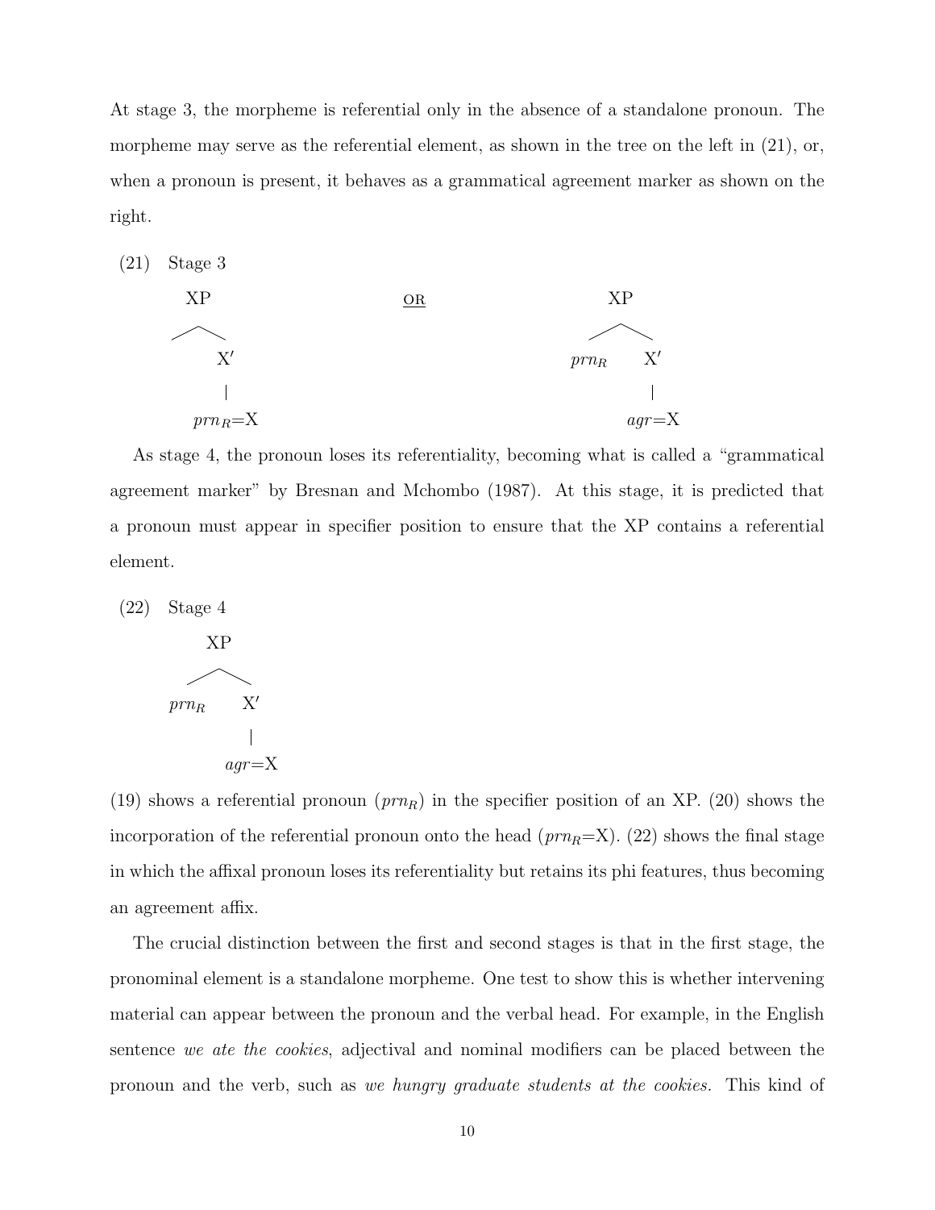At stage 3, the morpheme is referential only in the absence of a standalone pronoun. The morpheme may serve as the referential element, as shown in the tree on the left in (21), or, when a pronoun is present, it behaves as a grammatical agreement marker as shown on the right.

(21) Stage 3

```
    XP                         OR              XP
   /  \                                       /  \
       X′                                $prn_R$  X′
       |                                          |
    $prn_R$=X                                   agr=X
```

As stage 4, the pronoun loses its referentiality, becoming what is called a "grammatical agreement marker" by Bresnan and Mchombo (1987). At this stage, it is predicted that a pronoun must appear in specifier position to ensure that the XP contains a referential element.

(22) Stage 4

```
        XP
       /  \
  $prn_R$  X′
           |
         agr=X
```

(19) shows a referential pronoun ($prn_R$) in the specifier position of an XP. (20) shows the incorporation of the referential pronoun onto the head ($prn_R$=X). (22) shows the final stage in which the affixal pronoun loses its referentiality but retains its phi features, thus becoming an agreement affix.

The crucial distinction between the first and second stages is that in the first stage, the pronominal element is a standalone morpheme. One test to show this is whether intervening material can appear between the pronoun and the verbal head. For example, in the English sentence *we ate the cookies*, adjectival and nominal modifiers can be placed between the pronoun and the verb, such as *we hungry graduate students at the cookies.* This kind of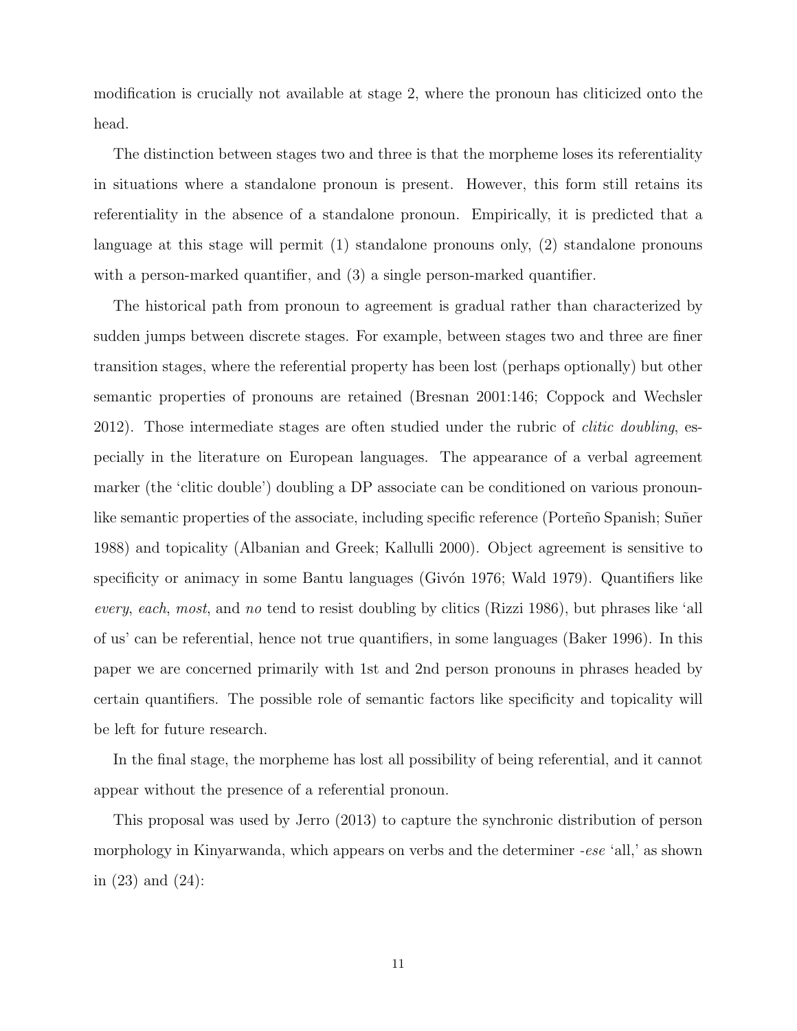modification is crucially not available at stage 2, where the pronoun has cliticized onto the head.

The distinction between stages two and three is that the morpheme loses its referentiality in situations where a standalone pronoun is present. However, this form still retains its referentiality in the absence of a standalone pronoun. Empirically, it is predicted that a language at this stage will permit (1) standalone pronouns only, (2) standalone pronouns with a person-marked quantifier, and (3) a single person-marked quantifier.

The historical path from pronoun to agreement is gradual rather than characterized by sudden jumps between discrete stages. For example, between stages two and three are finer transition stages, where the referential property has been lost (perhaps optionally) but other semantic properties of pronouns are retained (Bresnan 2001:146; Coppock and Wechsler 2012). Those intermediate stages are often studied under the rubric of *clitic doubling*, especially in the literature on European languages. The appearance of a verbal agreement marker (the 'clitic double') doubling a DP associate can be conditioned on various pronoun-like semantic properties of the associate, including specific reference (Porteño Spanish; Suñer 1988) and topicality (Albanian and Greek; Kallulli 2000). Object agreement is sensitive to specificity or animacy in some Bantu languages (Givón 1976; Wald 1979). Quantifiers like *every*, *each*, *most*, and *no* tend to resist doubling by clitics (Rizzi 1986), but phrases like 'all of us' can be referential, hence not true quantifiers, in some languages (Baker 1996). In this paper we are concerned primarily with 1st and 2nd person pronouns in phrases headed by certain quantifiers. The possible role of semantic factors like specificity and topicality will be left for future research.

In the final stage, the morpheme has lost all possibility of being referential, and it cannot appear without the presence of a referential pronoun.

This proposal was used by Jerro (2013) to capture the synchronic distribution of person morphology in Kinyarwanda, which appears on verbs and the determiner *-ese* 'all,' as shown in (23) and (24):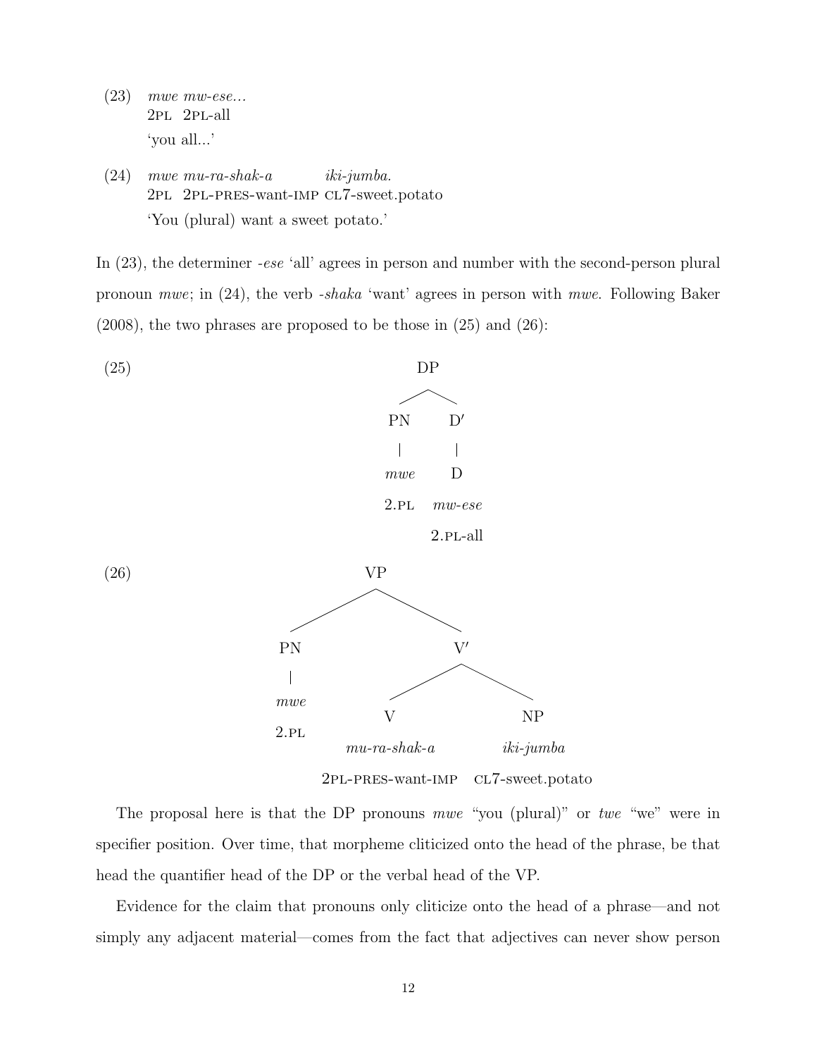(23) *mwe mw-ese...*
  2PL 2PL-all
  'you all...'

(24) *mwe mu-ra-shak-a iki-jumba.*
  2PL 2PL-PRES-want-IMP CL7-sweet.potato
  'You (plural) want a sweet potato.'

In (23), the determiner *-ese* 'all' agrees in person and number with the second-person plural pronoun *mwe*; in (24), the verb *-shaka* 'want' agrees in person with *mwe*. Following Baker (2008), the two phrases are proposed to be those in (25) and (26):

(25)

```
        DP
       /  \
     PN    D′
     |     |
    mwe    D
   2.PL  mw-ese
         2.PL-all
```

(26)

```
              VP
            /    \
          PN      V′
          |      /   \
         mwe    V      NP
        2.PL  mu-ra-shak-a        iki-jumba
              2PL-PRES-want-IMP   CL7-sweet.potato
```

The proposal here is that the DP pronouns *mwe* "you (plural)" or *twe* "we" were in specifier position. Over time, that morpheme cliticized onto the head of the phrase, be that head the quantifier head of the DP or the verbal head of the VP.

Evidence for the claim that pronouns only cliticize onto the head of a phrase—and not simply any adjacent material—comes from the fact that adjectives can never show person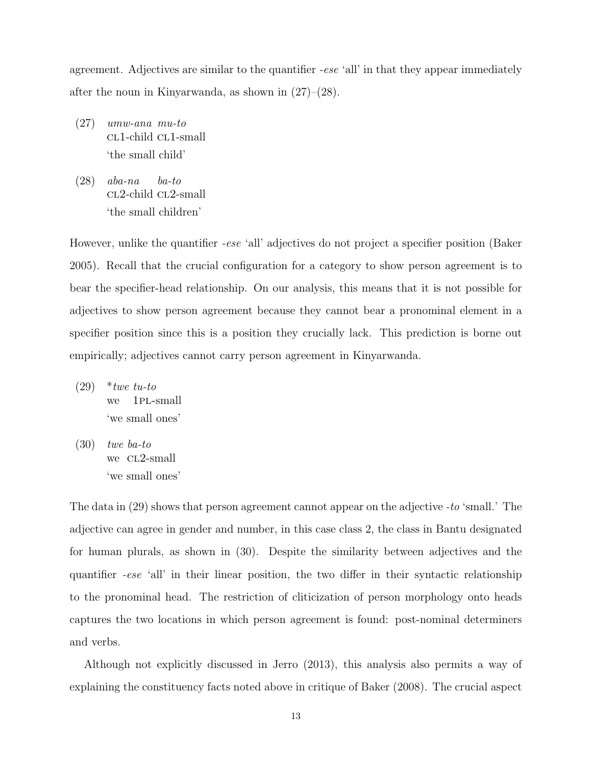agreement. Adjectives are similar to the quantifier *-ese* 'all' in that they appear immediately after the noun in Kinyarwanda, as shown in (27)–(28).

(27) *umw-ana mu-to*
CL1-child CL1-small
'the small child'

(28) *aba-na ba-to*
CL2-child CL2-small
'the small children'

However, unlike the quantifier *-ese* 'all' adjectives do not project a specifier position (Baker 2005). Recall that the crucial configuration for a category to show person agreement is to bear the specifier-head relationship. On our analysis, this means that it is not possible for adjectives to show person agreement because they cannot bear a pronominal element in a specifier position since this is a position they crucially lack. This prediction is borne out empirically; adjectives cannot carry person agreement in Kinyarwanda.

(29) *\*twe tu-to*
we 1PL-small
'we small ones'

(30) *twe ba-to*
we CL2-small
'we small ones'

The data in (29) shows that person agreement cannot appear on the adjective *-to* 'small.' The adjective can agree in gender and number, in this case class 2, the class in Bantu designated for human plurals, as shown in (30). Despite the similarity between adjectives and the quantifier *-ese* 'all' in their linear position, the two differ in their syntactic relationship to the pronominal head. The restriction of cliticization of person morphology onto heads captures the two locations in which person agreement is found: post-nominal determiners and verbs.

Although not explicitly discussed in Jerro (2013), this analysis also permits a way of explaining the constituency facts noted above in critique of Baker (2008). The crucial aspect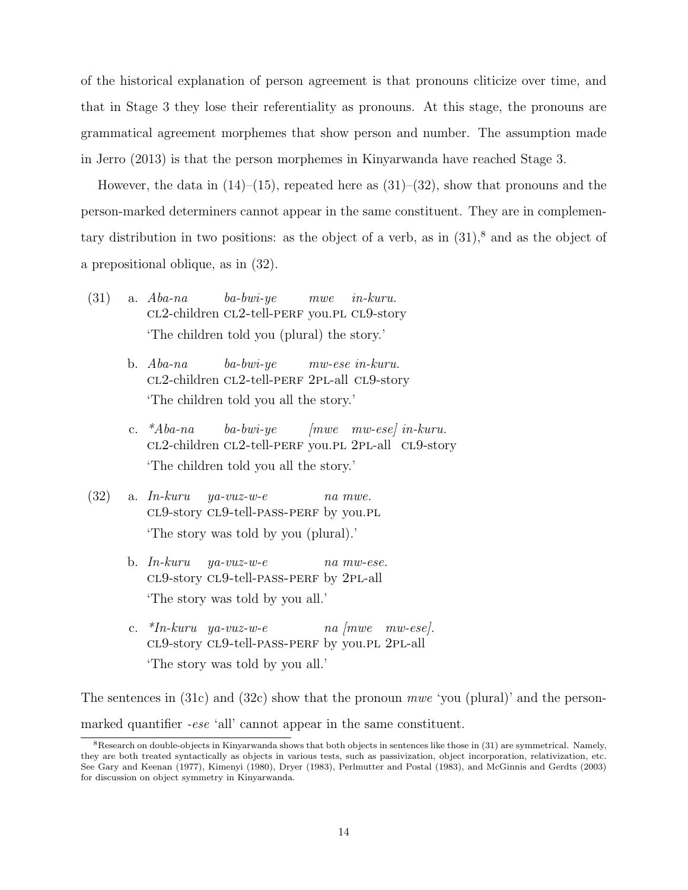of the historical explanation of person agreement is that pronouns cliticize over time, and that in Stage 3 they lose their referentiality as pronouns. At this stage, the pronouns are grammatical agreement morphemes that show person and number. The assumption made in Jerro (2013) is that the person morphemes in Kinyarwanda have reached Stage 3.

However, the data in (14)–(15), repeated here as (31)–(32), show that pronouns and the person-marked determiners cannot appear in the same constituent. They are in complementary distribution in two positions: as the object of a verb, as in (31),[8] and as the object of a prepositional oblique, as in (32).

(31) a. *Aba-na ba-bwi-ye mwe in-kuru.*
CL2-children CL2-tell-PERF you.PL CL9-story
'The children told you (plural) the story.'

b. *Aba-na ba-bwi-ye mw-ese in-kuru.*
CL2-children CL2-tell-PERF 2PL-all CL9-story
'The children told you all the story.'

c. *\*Aba-na ba-bwi-ye [mwe mw-ese] in-kuru.*
CL2-children CL2-tell-PERF you.PL 2PL-all CL9-story
'The children told you all the story.'

(32) a. *In-kuru ya-vuz-w-e na mwe.*
CL9-story CL9-tell-PASS-PERF by you.PL
'The story was told by you (plural).'

b. *In-kuru ya-vuz-w-e na mw-ese.*
CL9-story CL9-tell-PASS-PERF by 2PL-all
'The story was told by you all.'

c. *\*In-kuru ya-vuz-w-e na [mwe mw-ese].*
CL9-story CL9-tell-PASS-PERF by you.PL 2PL-all
'The story was told by you all.'

The sentences in (31c) and (32c) show that the pronoun *mwe* 'you (plural)' and the person-marked quantifier *-ese* 'all' cannot appear in the same constituent.

[8] Research on double-objects in Kinyarwanda shows that both objects in sentences like those in (31) are symmetrical. Namely, they are both treated syntactically as objects in various tests, such as passivization, object incorporation, relativization, etc. See Gary and Keenan (1977), Kimenyi (1980), Dryer (1983), Perlmutter and Postal (1983), and McGinnis and Gerdts (2003) for discussion on object symmetry in Kinyarwanda.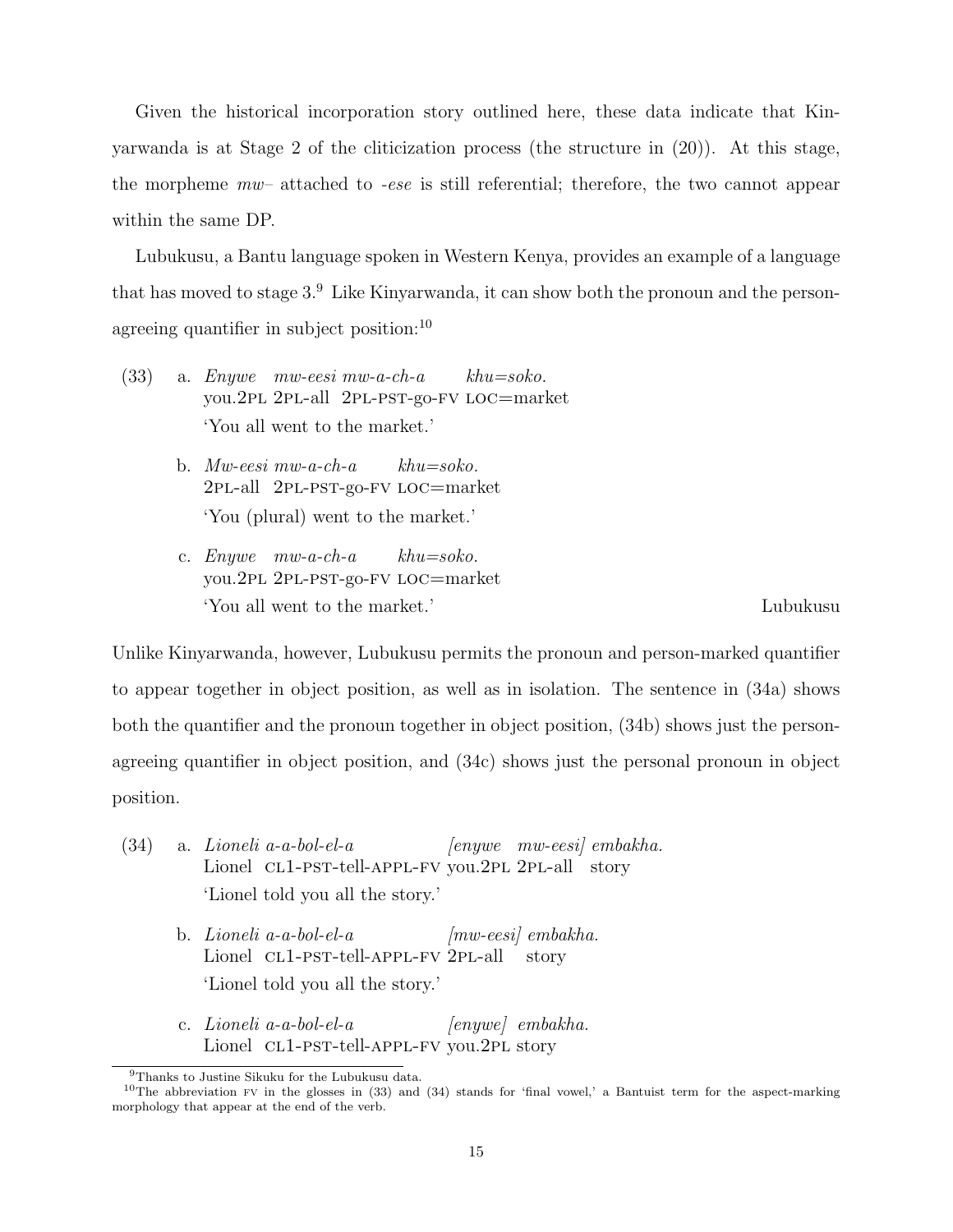Given the historical incorporation story outlined here, these data indicate that Kinyarwanda is at Stage 2 of the cliticization process (the structure in (20)). At this stage, the morpheme *mw–* attached to *-ese* is still referential; therefore, the two cannot appear within the same DP.

Lubukusu, a Bantu language spoken in Western Kenya, provides an example of a language that has moved to stage 3.[9] Like Kinyarwanda, it can show both the pronoun and the person-agreeing quantifier in subject position:[10]

(33) a. *Enywe mw-eesi mw-a-ch-a khu=soko.*
you.2PL 2PL-all 2PL-PST-go-FV LOC=market
'You all went to the market.'

b. *Mw-eesi mw-a-ch-a khu=soko.*
2PL-all 2PL-PST-go-FV LOC=market
'You (plural) went to the market.'

c. *Enywe mw-a-ch-a khu=soko.*
you.2PL 2PL-PST-go-FV LOC=market
'You all went to the market.' Lubukusu

Unlike Kinyarwanda, however, Lubukusu permits the pronoun and person-marked quantifier to appear together in object position, as well as in isolation. The sentence in (34a) shows both the quantifier and the pronoun together in object position, (34b) shows just the person-agreeing quantifier in object position, and (34c) shows just the personal pronoun in object position.

(34) a. *Lioneli a-a-bol-el-a [enywe mw-eesi] embakha.*
Lionel CL1-PST-tell-APPL-FV you.2PL 2PL-all story
'Lionel told you all the story.'

b. *Lioneli a-a-bol-el-a [mw-eesi] embakha.*
Lionel CL1-PST-tell-APPL-FV 2PL-all story
'Lionel told you all the story.'

c. *Lioneli a-a-bol-el-a [enywe] embakha.*
Lionel CL1-PST-tell-APPL-FV you.2PL story

---

[9] Thanks to Justine Sikuku for the Lubukusu data.

[10] The abbreviation FV in the glosses in (33) and (34) stands for 'final vowel,' a Bantuist term for the aspect-marking morphology that appear at the end of the verb.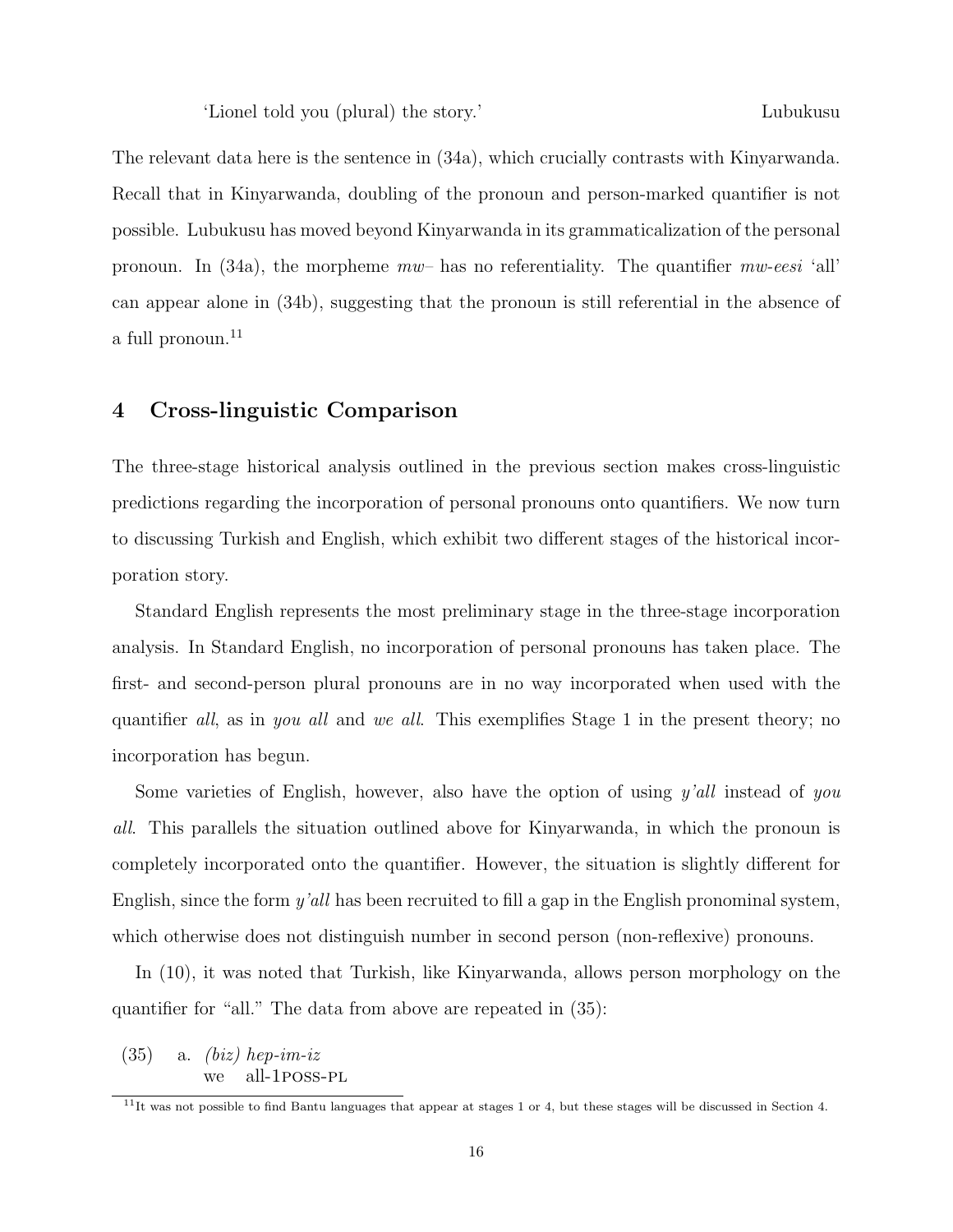'Lionel told you (plural) the story.' Lubukusu

The relevant data here is the sentence in (34a), which crucially contrasts with Kinyarwanda. Recall that in Kinyarwanda, doubling of the pronoun and person-marked quantifier is not possible. Lubukusu has moved beyond Kinyarwanda in its grammaticalization of the personal pronoun. In (34a), the morpheme *mw–* has no referentiality. The quantifier *mw-eesi* 'all' can appear alone in (34b), suggesting that the pronoun is still referential in the absence of a full pronoun.[11]

## 4 Cross-linguistic Comparison

The three-stage historical analysis outlined in the previous section makes cross-linguistic predictions regarding the incorporation of personal pronouns onto quantifiers. We now turn to discussing Turkish and English, which exhibit two different stages of the historical incorporation story.

Standard English represents the most preliminary stage in the three-stage incorporation analysis. In Standard English, no incorporation of personal pronouns has taken place. The first- and second-person plural pronouns are in no way incorporated when used with the quantifier *all*, as in *you all* and *we all*. This exemplifies Stage 1 in the present theory; no incorporation has begun.

Some varieties of English, however, also have the option of using *y'all* instead of *you all*. This parallels the situation outlined above for Kinyarwanda, in which the pronoun is completely incorporated onto the quantifier. However, the situation is slightly different for English, since the form *y'all* has been recruited to fill a gap in the English pronominal system, which otherwise does not distinguish number in second person (non-reflexive) pronouns.

In (10), it was noted that Turkish, like Kinyarwanda, allows person morphology on the quantifier for "all." The data from above are repeated in (35):

(35) a. *(biz) hep-im-iz*
we all-1POSS-PL

[11] It was not possible to find Bantu languages that appear at stages 1 or 4, but these stages will be discussed in Section 4.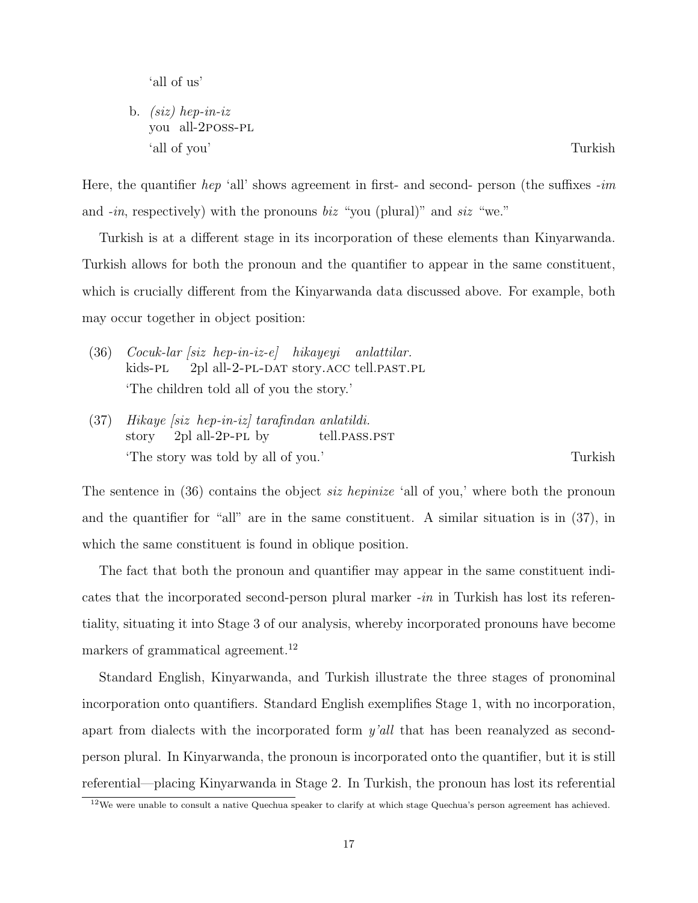'all of us'

b. *(siz) hep-in-iz*
   you all-2POSS-PL
   'all of you' Turkish

Here, the quantifier *hep* 'all' shows agreement in first- and second- person (the suffixes *-im* and *-in*, respectively) with the pronouns *biz* "you (plural)" and *siz* "we."

Turkish is at a different stage in its incorporation of these elements than Kinyarwanda. Turkish allows for both the pronoun and the quantifier to appear in the same constituent, which is crucially different from the Kinyarwanda data discussed above. For example, both may occur together in object position:

(36) *Cocuk-lar [siz hep-in-iz-e] hikayeyi anlattilar.*
     kids-PL 2pl all-2-PL-DAT story.ACC tell.PAST.PL
     'The children told all of you the story.'

(37) *Hikaye [siz hep-in-iz] tarafindan anlatildi.*
     story 2pl all-2P-PL by tell.PASS.PST
     'The story was told by all of you.' Turkish

The sentence in (36) contains the object *siz hepinize* 'all of you,' where both the pronoun and the quantifier for "all" are in the same constituent. A similar situation is in (37), in which the same constituent is found in oblique position.

The fact that both the pronoun and quantifier may appear in the same constituent indicates that the incorporated second-person plural marker *-in* in Turkish has lost its referentiality, situating it into Stage 3 of our analysis, whereby incorporated pronouns have become markers of grammatical agreement.[12]

Standard English, Kinyarwanda, and Turkish illustrate the three stages of pronominal incorporation onto quantifiers. Standard English exemplifies Stage 1, with no incorporation, apart from dialects with the incorporated form *y'all* that has been reanalyzed as second-person plural. In Kinyarwanda, the pronoun is incorporated onto the quantifier, but it is still referential—placing Kinyarwanda in Stage 2. In Turkish, the pronoun has lost its referential

[12] We were unable to consult a native Quechua speaker to clarify at which stage Quechua's person agreement has achieved.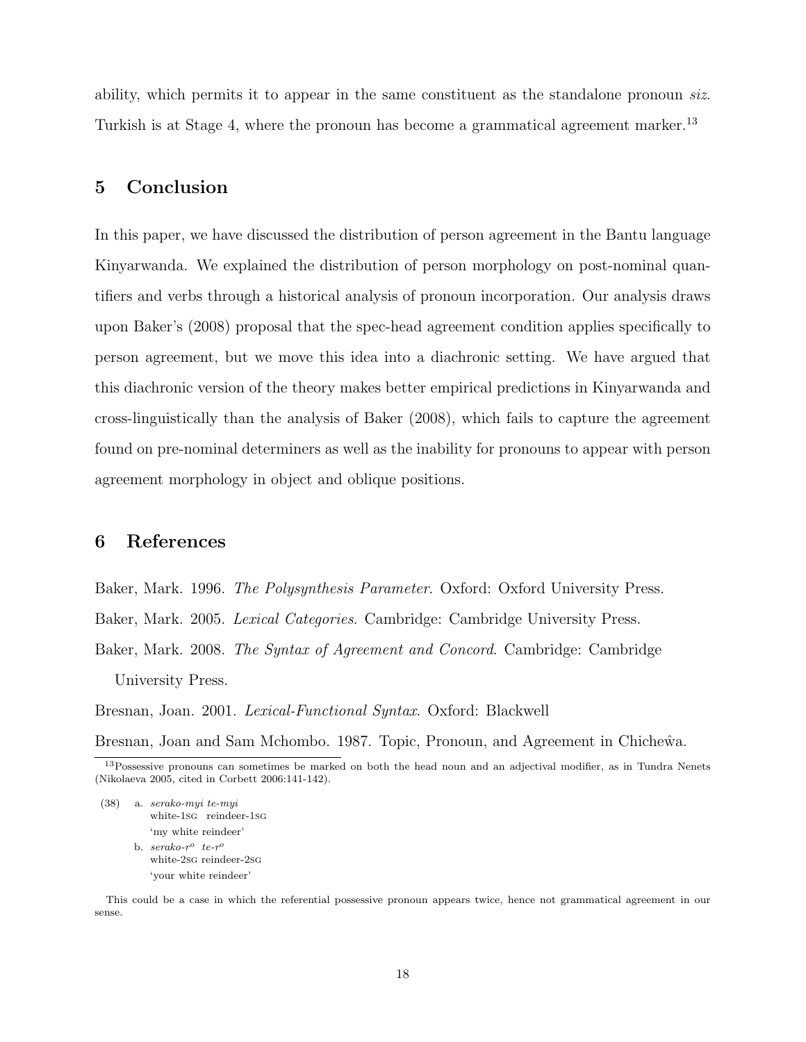ability, which permits it to appear in the same constituent as the standalone pronoun *siz*. Turkish is at Stage 4, where the pronoun has become a grammatical agreement marker.[13]

## 5 Conclusion

In this paper, we have discussed the distribution of person agreement in the Bantu language Kinyarwanda. We explained the distribution of person morphology on post-nominal quantifiers and verbs through a historical analysis of pronoun incorporation. Our analysis draws upon Baker's (2008) proposal that the spec-head agreement condition applies specifically to person agreement, but we move this idea into a diachronic setting. We have argued that this diachronic version of the theory makes better empirical predictions in Kinyarwanda and cross-linguistically than the analysis of Baker (2008), which fails to capture the agreement found on pre-nominal determiners as well as the inability for pronouns to appear with person agreement morphology in object and oblique positions.

## 6 References

Baker, Mark. 1996. *The Polysynthesis Parameter*. Oxford: Oxford University Press.

Baker, Mark. 2005. *Lexical Categories*. Cambridge: Cambridge University Press.

Baker, Mark. 2008. *The Syntax of Agreement and Concord*. Cambridge: Cambridge University Press.

Bresnan, Joan. 2001. *Lexical-Functional Syntax*. Oxford: Blackwell

Bresnan, Joan and Sam Mchombo. 1987. Topic, Pronoun, and Agreement in Chicheŵa.

---

[13] Possessive pronouns can sometimes be marked on both the head noun and an adjectival modifier, as in Tundra Nenets (Nikolaeva 2005, cited in Corbett 2006:141-142).

(38) a. *serako-myi te-myi*
   white-1SG reindeer-1SG
   'my white reindeer'

  b. *serako-r$^o$ te-r$^o$*
   white-2SG reindeer-2SG
   'your white reindeer'

This could be a case in which the referential possessive pronoun appears twice, hence not grammatical agreement in our sense.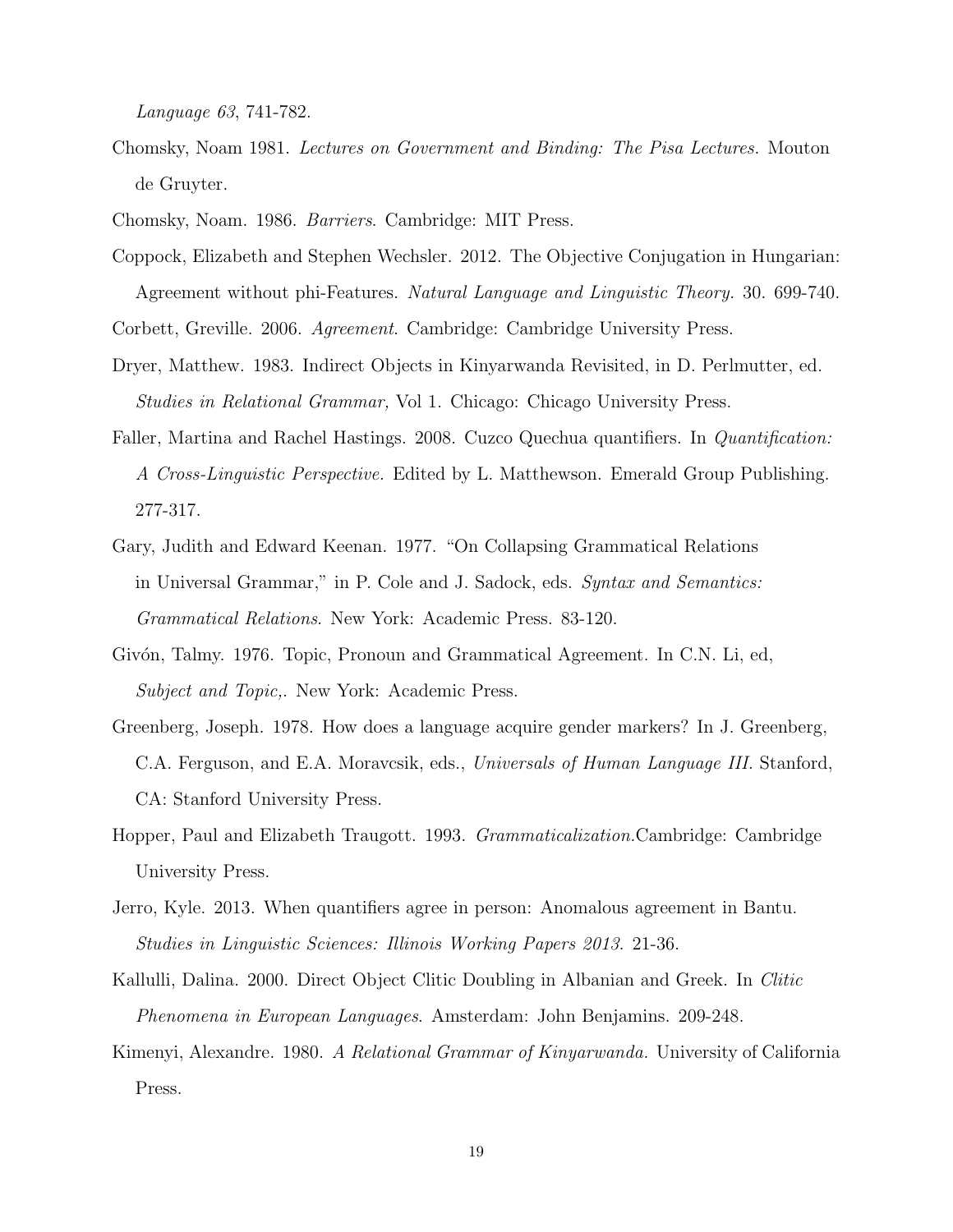*Language 63*, 741-782.

Chomsky, Noam 1981. *Lectures on Government and Binding: The Pisa Lectures.* Mouton de Gruyter.

Chomsky, Noam. 1986. *Barriers*. Cambridge: MIT Press.

Coppock, Elizabeth and Stephen Wechsler. 2012. The Objective Conjugation in Hungarian: Agreement without phi-Features. *Natural Language and Linguistic Theory.* 30. 699-740.

Corbett, Greville. 2006. *Agreement*. Cambridge: Cambridge University Press.

Dryer, Matthew. 1983. Indirect Objects in Kinyarwanda Revisited, in D. Perlmutter, ed. *Studies in Relational Grammar,* Vol 1. Chicago: Chicago University Press.

Faller, Martina and Rachel Hastings. 2008. Cuzco Quechua quantifiers. In *Quantification: A Cross-Linguistic Perspective.* Edited by L. Matthewson. Emerald Group Publishing. 277-317.

Gary, Judith and Edward Keenan. 1977. "On Collapsing Grammatical Relations in Universal Grammar," in P. Cole and J. Sadock, eds. *Syntax and Semantics: Grammatical Relations*. New York: Academic Press. 83-120.

Givón, Talmy. 1976. Topic, Pronoun and Grammatical Agreement. In C.N. Li, ed, *Subject and Topic,*. New York: Academic Press.

Greenberg, Joseph. 1978. How does a language acquire gender markers? In J. Greenberg, C.A. Ferguson, and E.A. Moravcsik, eds., *Universals of Human Language III.* Stanford, CA: Stanford University Press.

Hopper, Paul and Elizabeth Traugott. 1993. *Grammaticalization.*Cambridge: Cambridge University Press.

Jerro, Kyle. 2013. When quantifiers agree in person: Anomalous agreement in Bantu. *Studies in Linguistic Sciences: Illinois Working Papers 2013*. 21-36.

Kallulli, Dalina. 2000. Direct Object Clitic Doubling in Albanian and Greek. In *Clitic Phenomena in European Languages*. Amsterdam: John Benjamins. 209-248.

Kimenyi, Alexandre. 1980. *A Relational Grammar of Kinyarwanda.* University of California Press.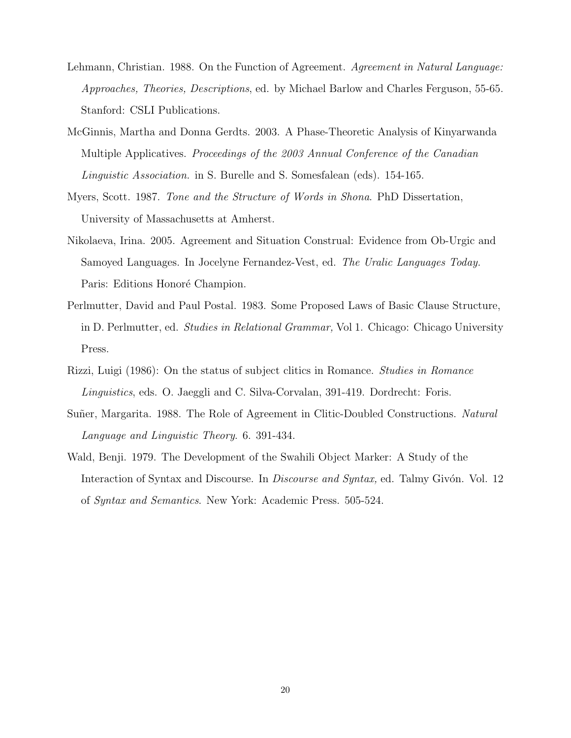Lehmann, Christian. 1988. On the Function of Agreement. *Agreement in Natural Language: Approaches, Theories, Descriptions*, ed. by Michael Barlow and Charles Ferguson, 55-65. Stanford: CSLI Publications.

McGinnis, Martha and Donna Gerdts. 2003. A Phase-Theoretic Analysis of Kinyarwanda Multiple Applicatives. *Proceedings of the 2003 Annual Conference of the Canadian Linguistic Association.* in S. Burelle and S. Somesfalean (eds). 154-165.

Myers, Scott. 1987. *Tone and the Structure of Words in Shona*. PhD Dissertation, University of Massachusetts at Amherst.

Nikolaeva, Irina. 2005. Agreement and Situation Construal: Evidence from Ob-Urgic and Samoyed Languages. In Jocelyne Fernandez-Vest, ed. *The Uralic Languages Today.* Paris: Editions Honoré Champion.

Perlmutter, David and Paul Postal. 1983. Some Proposed Laws of Basic Clause Structure, in D. Perlmutter, ed. *Studies in Relational Grammar,* Vol 1. Chicago: Chicago University Press.

Rizzi, Luigi (1986): On the status of subject clitics in Romance. *Studies in Romance Linguistics*, eds. O. Jaeggli and C. Silva-Corvalan, 391-419. Dordrecht: Foris.

Suñer, Margarita. 1988. The Role of Agreement in Clitic-Doubled Constructions. *Natural Language and Linguistic Theory*. 6. 391-434.

Wald, Benji. 1979. The Development of the Swahili Object Marker: A Study of the Interaction of Syntax and Discourse. In *Discourse and Syntax,* ed. Talmy Givón. Vol. 12 of *Syntax and Semantics*. New York: Academic Press. 505-524.